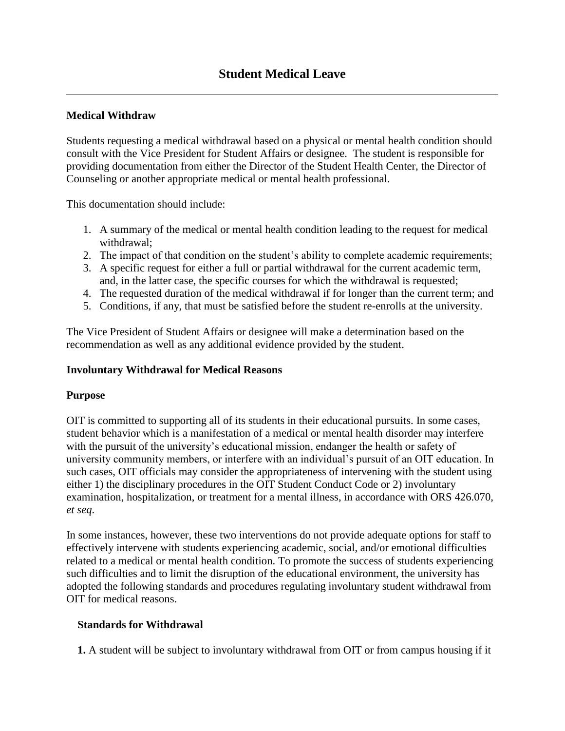# Student Medical Leave

---

**Medical Withdraw**

Students requesting a medical withdrawal based on a physical or mental health condition should consult with the Vice President for Student Affairs or designee. The student is responsible for providing documentation from either the Director of the Student Health Center, the Director of Counseling or another appropriate medical or mental health professional.

This documentation should include:

1. A summary of the medical or mental health condition leading to the request for medical withdrawal;
2. The impact of that condition on the student's ability to complete academic requirements;
3. A specific request for either a full or partial withdrawal for the current academic term, and, in the latter case, the specific courses for which the withdrawal is requested;
4. The requested duration of the medical withdrawal if for longer than the current term; and
5. Conditions, if any, that must be satisfied before the student re-enrolls at the university.

The Vice President of Student Affairs or designee will make a determination based on the recommendation as well as any additional evidence provided by the student.

**Involuntary Withdrawal for Medical Reasons**

**Purpose**

OIT is committed to supporting all of its students in their educational pursuits. In some cases, student behavior which is a manifestation of a medical or mental health disorder may interfere with the pursuit of the university's educational mission, endanger the health or safety of university community members, or interfere with an individual's pursuit of an OIT education. In such cases, OIT officials may consider the appropriateness of intervening with the student using either 1) the disciplinary procedures in the OIT Student Conduct Code or 2) involuntary examination, hospitalization, or treatment for a mental illness, in accordance with ORS 426.070, *et seq*.

In some instances, however, these two interventions do not provide adequate options for staff to effectively intervene with students experiencing academic, social, and/or emotional difficulties related to a medical or mental health condition. To promote the success of students experiencing such difficulties and to limit the disruption of the educational environment, the university has adopted the following standards and procedures regulating involuntary student withdrawal from OIT for medical reasons.

**Standards for Withdrawal**

**1.** A student will be subject to involuntary withdrawal from OIT or from campus housing if it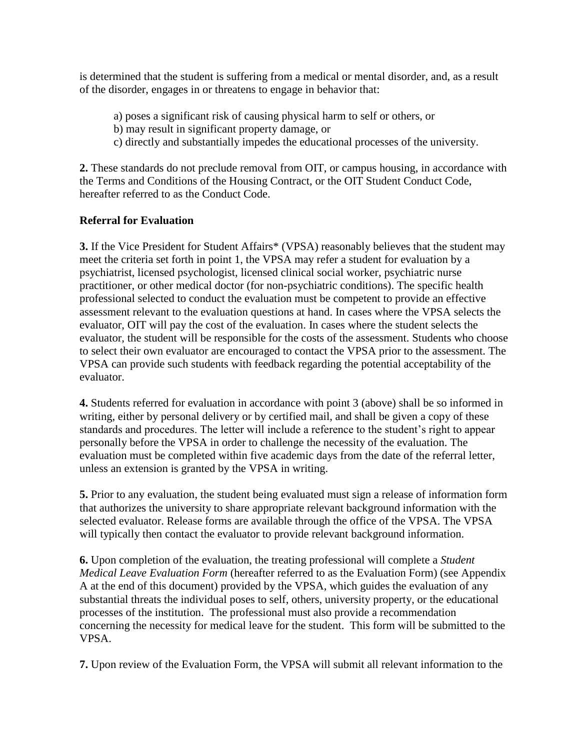is determined that the student is suffering from a medical or mental disorder, and, as a result of the disorder, engages in or threatens to engage in behavior that:

a) poses a significant risk of causing physical harm to self or others, or
b) may result in significant property damage, or
c) directly and substantially impedes the educational processes of the university.

**2.** These standards do not preclude removal from OIT, or campus housing, in accordance with the Terms and Conditions of the Housing Contract, or the OIT Student Conduct Code, hereafter referred to as the Conduct Code.

**Referral for Evaluation**

**3.** If the Vice President for Student Affairs* (VPSA) reasonably believes that the student may meet the criteria set forth in point 1, the VPSA may refer a student for evaluation by a psychiatrist, licensed psychologist, licensed clinical social worker, psychiatric nurse practitioner, or other medical doctor (for non-psychiatric conditions). The specific health professional selected to conduct the evaluation must be competent to provide an effective assessment relevant to the evaluation questions at hand. In cases where the VPSA selects the evaluator, OIT will pay the cost of the evaluation. In cases where the student selects the evaluator, the student will be responsible for the costs of the assessment. Students who choose to select their own evaluator are encouraged to contact the VPSA prior to the assessment. The VPSA can provide such students with feedback regarding the potential acceptability of the evaluator.

**4.** Students referred for evaluation in accordance with point 3 (above) shall be so informed in writing, either by personal delivery or by certified mail, and shall be given a copy of these standards and procedures. The letter will include a reference to the student's right to appear personally before the VPSA in order to challenge the necessity of the evaluation. The evaluation must be completed within five academic days from the date of the referral letter, unless an extension is granted by the VPSA in writing.

**5.** Prior to any evaluation, the student being evaluated must sign a release of information form that authorizes the university to share appropriate relevant background information with the selected evaluator. Release forms are available through the office of the VPSA. The VPSA will typically then contact the evaluator to provide relevant background information.

**6.** Upon completion of the evaluation, the treating professional will complete a *Student Medical Leave Evaluation Form* (hereafter referred to as the Evaluation Form) (see Appendix A at the end of this document) provided by the VPSA, which guides the evaluation of any substantial threats the individual poses to self, others, university property, or the educational processes of the institution. The professional must also provide a recommendation concerning the necessity for medical leave for the student. This form will be submitted to the VPSA.

**7.** Upon review of the Evaluation Form, the VPSA will submit all relevant information to the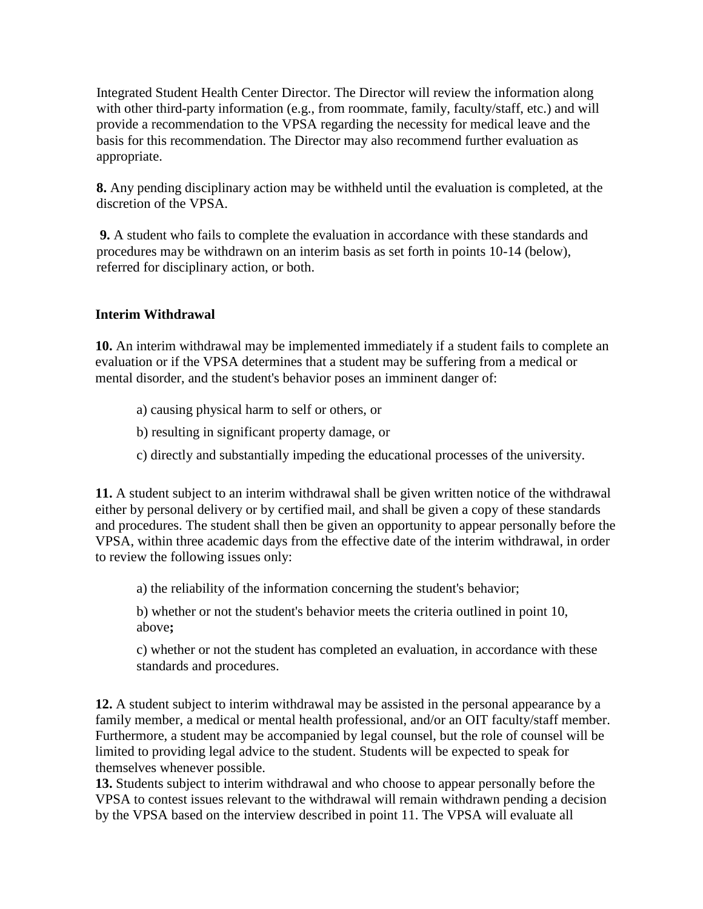Integrated Student Health Center Director. The Director will review the information along with other third-party information (e.g., from roommate, family, faculty/staff, etc.) and will provide a recommendation to the VPSA regarding the necessity for medical leave and the basis for this recommendation. The Director may also recommend further evaluation as appropriate.

**8.** Any pending disciplinary action may be withheld until the evaluation is completed, at the discretion of the VPSA.

**9.** A student who fails to complete the evaluation in accordance with these standards and procedures may be withdrawn on an interim basis as set forth in points 10-14 (below), referred for disciplinary action, or both.

**Interim Withdrawal**

**10.** An interim withdrawal may be implemented immediately if a student fails to complete an evaluation or if the VPSA determines that a student may be suffering from a medical or mental disorder, and the student's behavior poses an imminent danger of:

a) causing physical harm to self or others, or

b) resulting in significant property damage, or

c) directly and substantially impeding the educational processes of the university.

**11.** A student subject to an interim withdrawal shall be given written notice of the withdrawal either by personal delivery or by certified mail, and shall be given a copy of these standards and procedures. The student shall then be given an opportunity to appear personally before the VPSA, within three academic days from the effective date of the interim withdrawal, in order to review the following issues only:

a) the reliability of the information concerning the student's behavior;

b) whether or not the student's behavior meets the criteria outlined in point 10, above**;**

c) whether or not the student has completed an evaluation, in accordance with these standards and procedures.

**12.** A student subject to interim withdrawal may be assisted in the personal appearance by a family member, a medical or mental health professional, and/or an OIT faculty/staff member. Furthermore, a student may be accompanied by legal counsel, but the role of counsel will be limited to providing legal advice to the student. Students will be expected to speak for themselves whenever possible.

**13.** Students subject to interim withdrawal and who choose to appear personally before the VPSA to contest issues relevant to the withdrawal will remain withdrawn pending a decision by the VPSA based on the interview described in point 11. The VPSA will evaluate all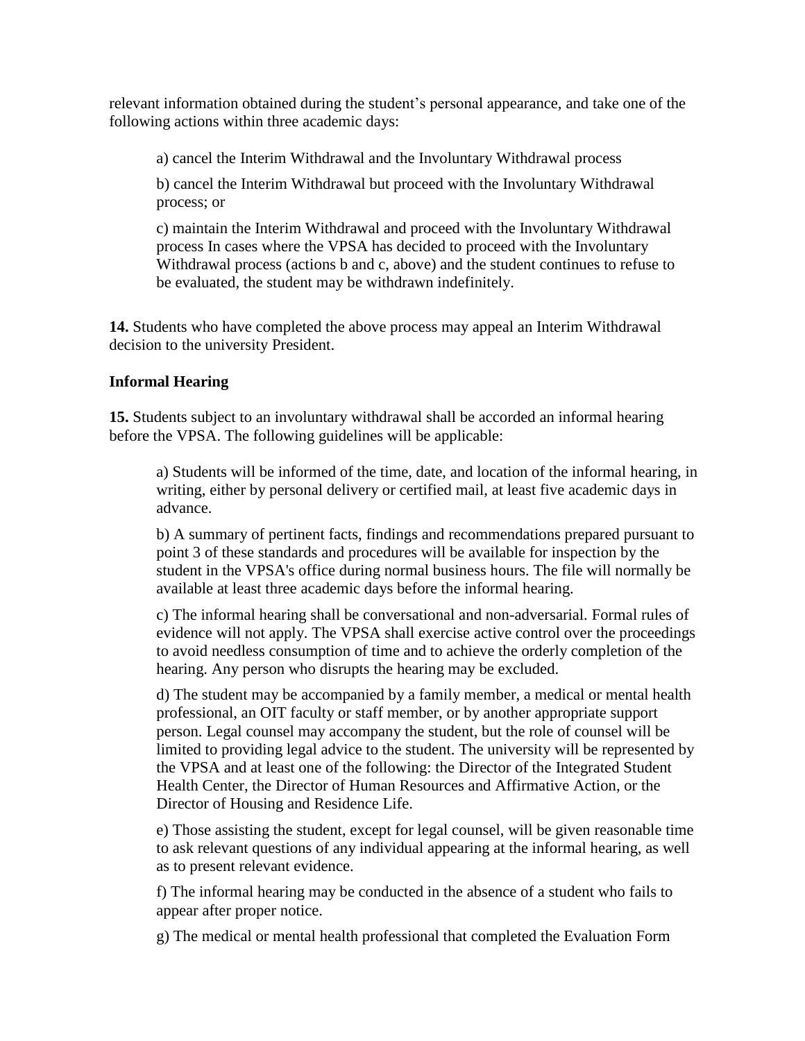relevant information obtained during the student's personal appearance, and take one of the following actions within three academic days:

a) cancel the Interim Withdrawal and the Involuntary Withdrawal process

b) cancel the Interim Withdrawal but proceed with the Involuntary Withdrawal process; or

c) maintain the Interim Withdrawal and proceed with the Involuntary Withdrawal process In cases where the VPSA has decided to proceed with the Involuntary Withdrawal process (actions b and c, above) and the student continues to refuse to be evaluated, the student may be withdrawn indefinitely.

**14.** Students who have completed the above process may appeal an Interim Withdrawal decision to the university President.

**Informal Hearing**

**15.** Students subject to an involuntary withdrawal shall be accorded an informal hearing before the VPSA. The following guidelines will be applicable:

a) Students will be informed of the time, date, and location of the informal hearing, in writing, either by personal delivery or certified mail, at least five academic days in advance.

b) A summary of pertinent facts, findings and recommendations prepared pursuant to point 3 of these standards and procedures will be available for inspection by the student in the VPSA's office during normal business hours. The file will normally be available at least three academic days before the informal hearing.

c) The informal hearing shall be conversational and non-adversarial. Formal rules of evidence will not apply. The VPSA shall exercise active control over the proceedings to avoid needless consumption of time and to achieve the orderly completion of the hearing. Any person who disrupts the hearing may be excluded.

d) The student may be accompanied by a family member, a medical or mental health professional, an OIT faculty or staff member, or by another appropriate support person. Legal counsel may accompany the student, but the role of counsel will be limited to providing legal advice to the student. The university will be represented by the VPSA and at least one of the following: the Director of the Integrated Student Health Center, the Director of Human Resources and Affirmative Action, or the Director of Housing and Residence Life.

e) Those assisting the student, except for legal counsel, will be given reasonable time to ask relevant questions of any individual appearing at the informal hearing, as well as to present relevant evidence.

f) The informal hearing may be conducted in the absence of a student who fails to appear after proper notice.

g) The medical or mental health professional that completed the Evaluation Form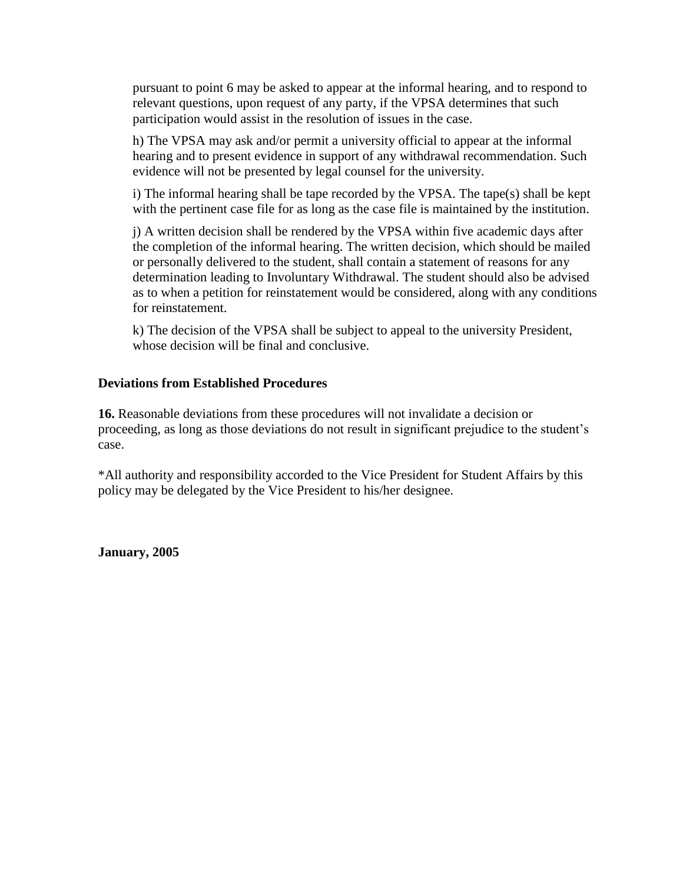pursuant to point 6 may be asked to appear at the informal hearing, and to respond to relevant questions, upon request of any party, if the VPSA determines that such participation would assist in the resolution of issues in the case.

h) The VPSA may ask and/or permit a university official to appear at the informal hearing and to present evidence in support of any withdrawal recommendation. Such evidence will not be presented by legal counsel for the university.

i) The informal hearing shall be tape recorded by the VPSA. The tape(s) shall be kept with the pertinent case file for as long as the case file is maintained by the institution.

j) A written decision shall be rendered by the VPSA within five academic days after the completion of the informal hearing. The written decision, which should be mailed or personally delivered to the student, shall contain a statement of reasons for any determination leading to Involuntary Withdrawal. The student should also be advised as to when a petition for reinstatement would be considered, along with any conditions for reinstatement.

k) The decision of the VPSA shall be subject to appeal to the university President, whose decision will be final and conclusive.

**Deviations from Established Procedures**

**16.** Reasonable deviations from these procedures will not invalidate a decision or proceeding, as long as those deviations do not result in significant prejudice to the student's case.

*All authority and responsibility accorded to the Vice President for Student Affairs by this policy may be delegated by the Vice President to his/her designee.

**January, 2005**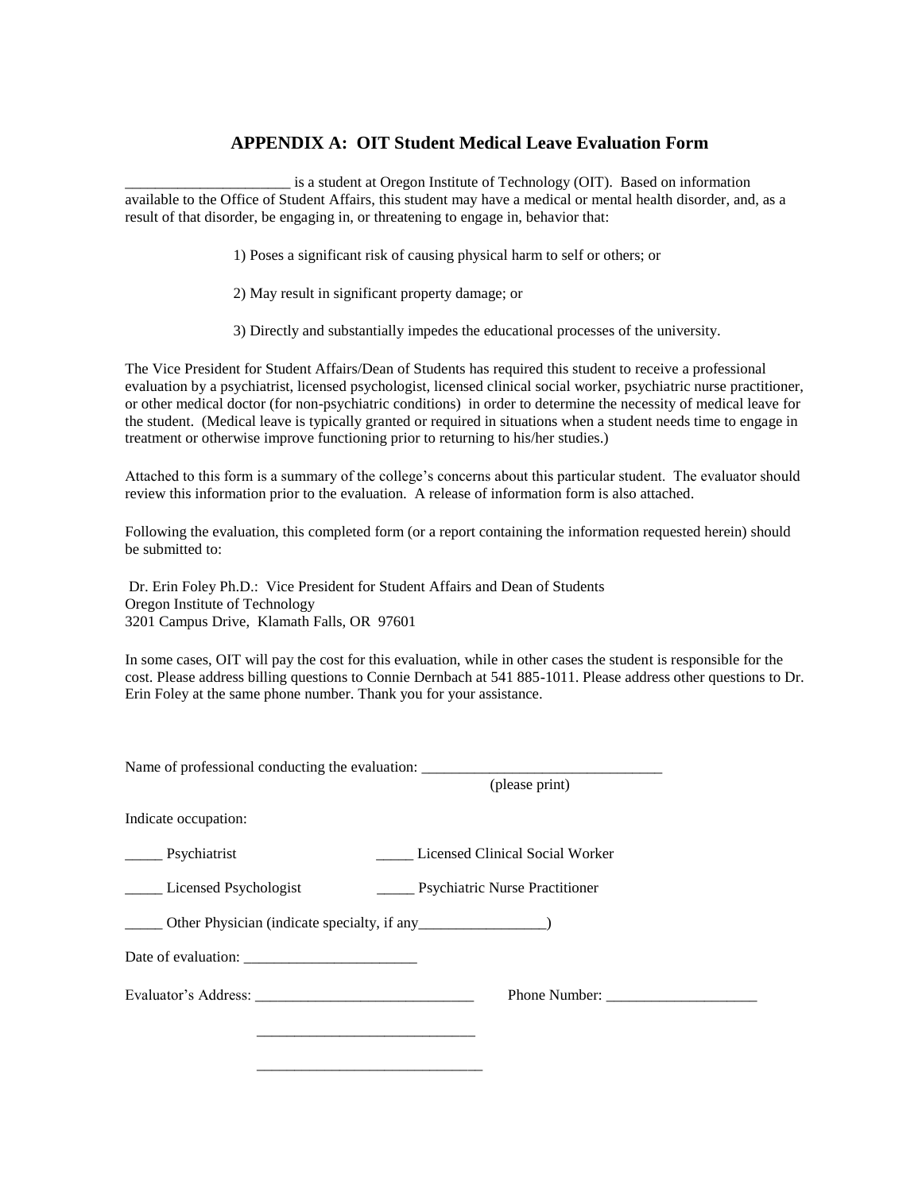## APPENDIX A: OIT Student Medical Leave Evaluation Form

______________________ is a student at Oregon Institute of Technology (OIT). Based on information available to the Office of Student Affairs, this student may have a medical or mental health disorder, and, as a result of that disorder, be engaging in, or threatening to engage in, behavior that:

1) Poses a significant risk of causing physical harm to self or others; or

2) May result in significant property damage; or

3) Directly and substantially impedes the educational processes of the university.

The Vice President for Student Affairs/Dean of Students has required this student to receive a professional evaluation by a psychiatrist, licensed psychologist, licensed clinical social worker, psychiatric nurse practitioner, or other medical doctor (for non-psychiatric conditions) in order to determine the necessity of medical leave for the student. (Medical leave is typically granted or required in situations when a student needs time to engage in treatment or otherwise improve functioning prior to returning to his/her studies.)

Attached to this form is a summary of the college's concerns about this particular student. The evaluator should review this information prior to the evaluation. A release of information form is also attached.

Following the evaluation, this completed form (or a report containing the information requested herein) should be submitted to:

Dr. Erin Foley Ph.D.: Vice President for Student Affairs and Dean of Students
Oregon Institute of Technology
3201 Campus Drive, Klamath Falls, OR 97601

In some cases, OIT will pay the cost for this evaluation, while in other cases the student is responsible for the cost. Please address billing questions to Connie Dernbach at 541 885-1011. Please address other questions to Dr. Erin Foley at the same phone number. Thank you for your assistance.

Name of professional conducting the evaluation: ________________________________
(please print)

Indicate occupation:

_____ Psychiatrist _____ Licensed Clinical Social Worker

_____ Licensed Psychologist _____ Psychiatric Nurse Practitioner

_____ Other Physician (indicate specialty, if any_________________)

Date of evaluation: _______________________

Evaluator's Address: _____________________________ Phone Number: ____________________

_____________________________

______________________________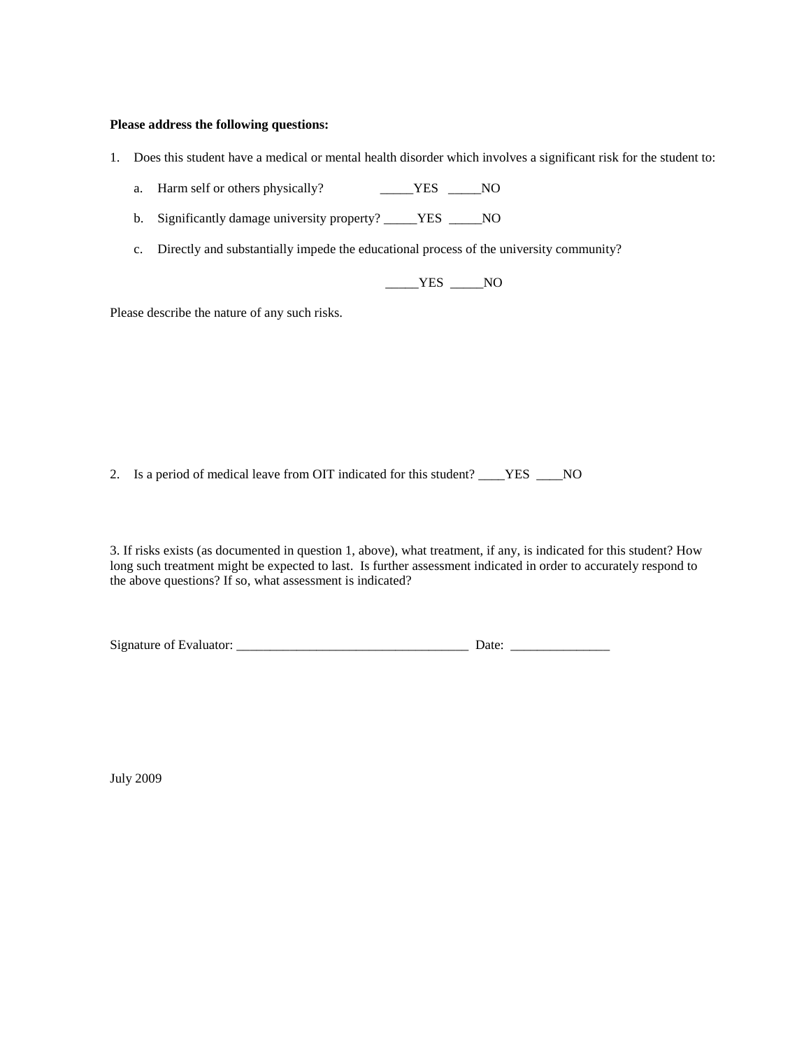**Please address the following questions:**

1. Does this student have a medical or mental health disorder which involves a significant risk for the student to:

   a. Harm self or others physically? _____YES _____NO

   b. Significantly damage university property? _____YES _____NO

   c. Directly and substantially impede the educational process of the university community?

   _____YES _____NO

Please describe the nature of any such risks.

2. Is a period of medical leave from OIT indicated for this student? ____YES ____NO

3. If risks exists (as documented in question 1, above), what treatment, if any, is indicated for this student? How long such treatment might be expected to last. Is further assessment indicated in order to accurately respond to the above questions? If so, what assessment is indicated?

Signature of Evaluator: ___________________________________ Date: _______________

July 2009